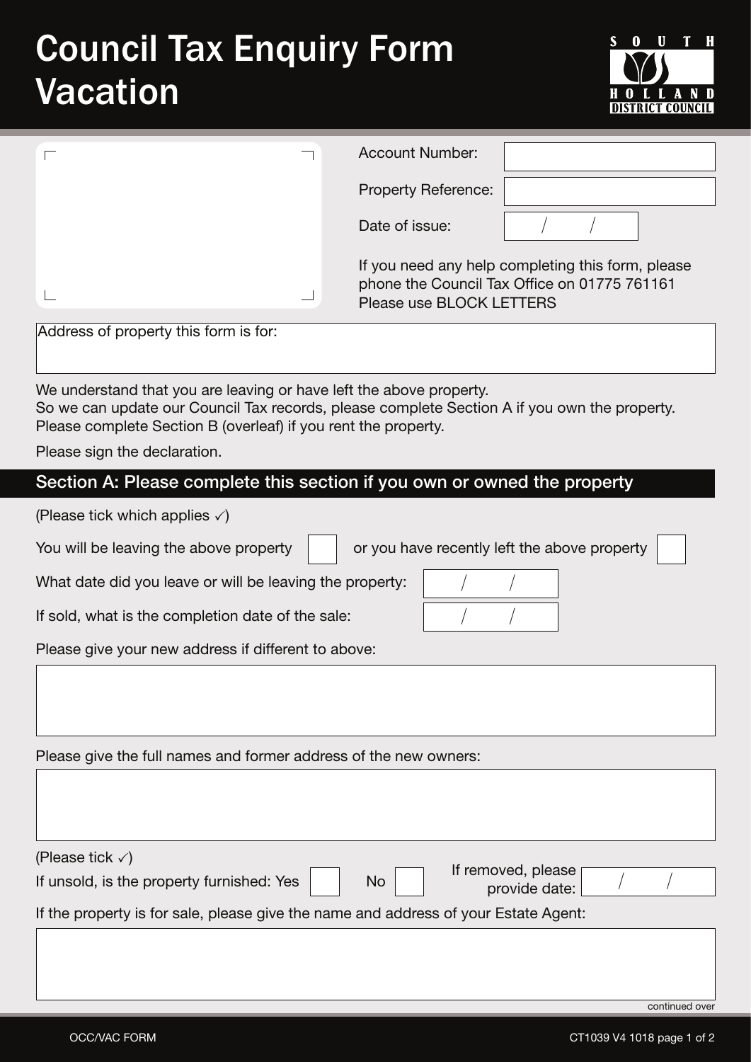# Council Tax Enquiry Form Vacation

SOUTH HOLLAND DISTRICT COUNCIL

Account Number:

Property Reference:

Date of issue: / /

If you need any help completing this form, please phone the Council Tax Office on 01775 761161
Please use BLOCK LETTERS

Address of property this form is for:

We understand that you are leaving or have left the above property.
So we can update our Council Tax records, please complete Section A if you own the property.
Please complete Section B (overleaf) if you rent the property.

Please sign the declaration.

## Section A: Please complete this section if you own or owned the property

(Please tick which applies ✓)

You will be leaving the above property ☐ or you have recently left the above property ☐

What date did you leave or will be leaving the property: / /

If sold, what is the completion date of the sale: / /

Please give your new address if different to above:

Please give the full names and former address of the new owners:

(Please tick ✓)

If unsold, is the property furnished: Yes ☐ No ☐ If removed, please provide date: / /

If the property is for sale, please give the name and address of your Estate Agent:

continued over

OCC/VAC FORM CT1039 V4 1018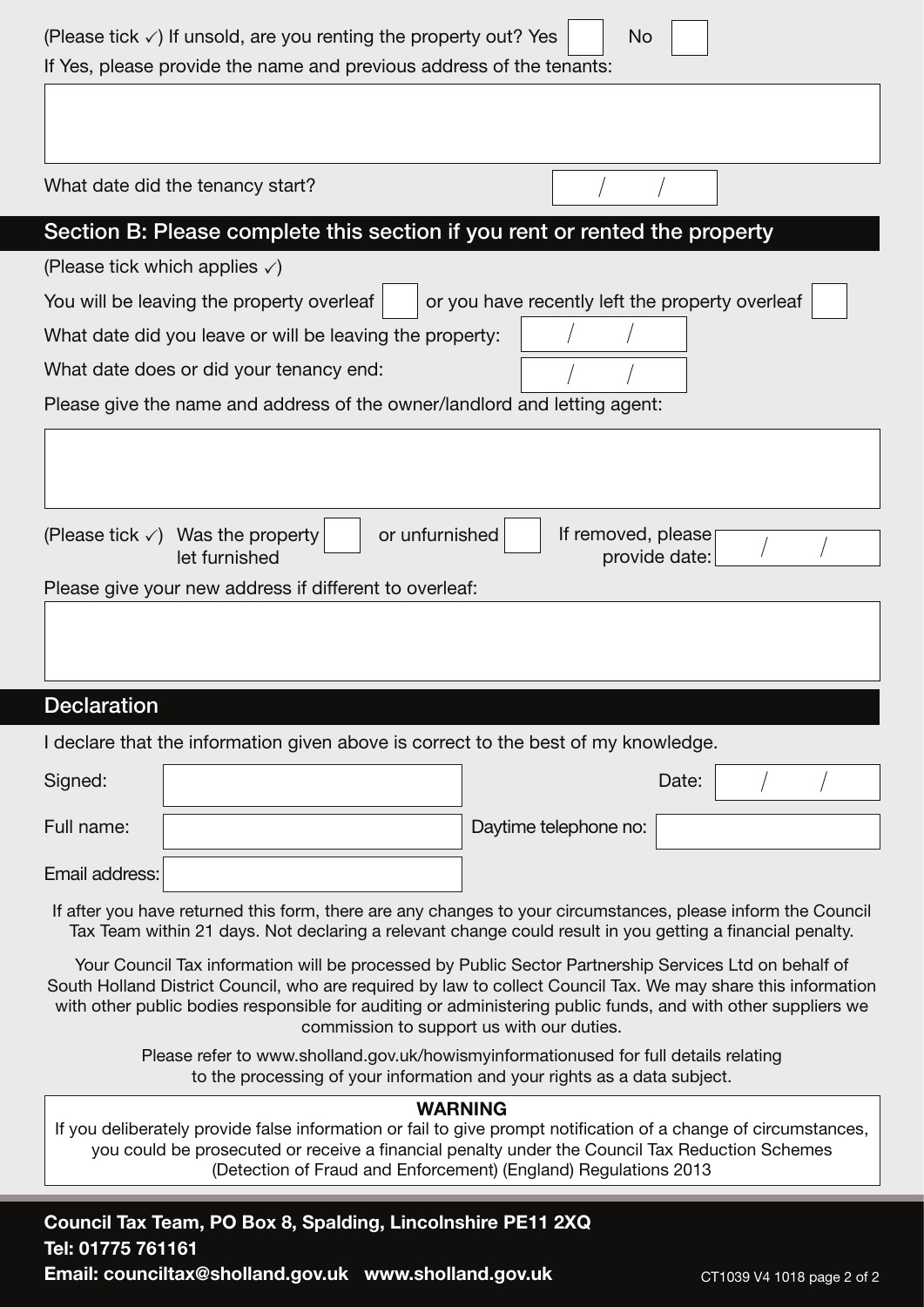(Please tick ✓) If unsold, are you renting the property out? Yes ☐ No ☐

If Yes, please provide the name and previous address of the tenants:

What date did the tenancy start? / /

## Section B: Please complete this section if you rent or rented the property

(Please tick which applies ✓)

You will be leaving the property overleaf ☐ or you have recently left the property overleaf ☐

What date did you leave or will be leaving the property: / /

What date does or did your tenancy end: / /

Please give the name and address of the owner/landlord and letting agent:

(Please tick ✓) Was the property let furnished ☐ or unfurnished ☐ If removed, please provide date: / /

Please give your new address if different to overleaf:

## Declaration

I declare that the information given above is correct to the best of my knowledge.

Signed: Date: / /

Full name: Daytime telephone no:

Email address:

If after you have returned this form, there are any changes to your circumstances, please inform the Council Tax Team within 21 days. Not declaring a relevant change could result in you getting a financial penalty.

Your Council Tax information will be processed by Public Sector Partnership Services Ltd on behalf of South Holland District Council, who are required by law to collect Council Tax. We may share this information with other public bodies responsible for auditing or administering public funds, and with other suppliers we commission to support us with our duties.

Please refer to www.sholland.gov.uk/howismyinformationused for full details relating to the processing of your information and your rights as a data subject.

**WARNING**

If you deliberately provide false information or fail to give prompt notification of a change of circumstances, you could be prosecuted or receive a financial penalty under the Council Tax Reduction Schemes (Detection of Fraud and Enforcement) (England) Regulations 2013

**Council Tax Team, PO Box 8, Spalding, Lincolnshire PE11 2XQ**
**Tel: 01775 761161**
**Email: counciltax@sholland.gov.uk www.sholland.gov.uk**

CT1039 V4 1018